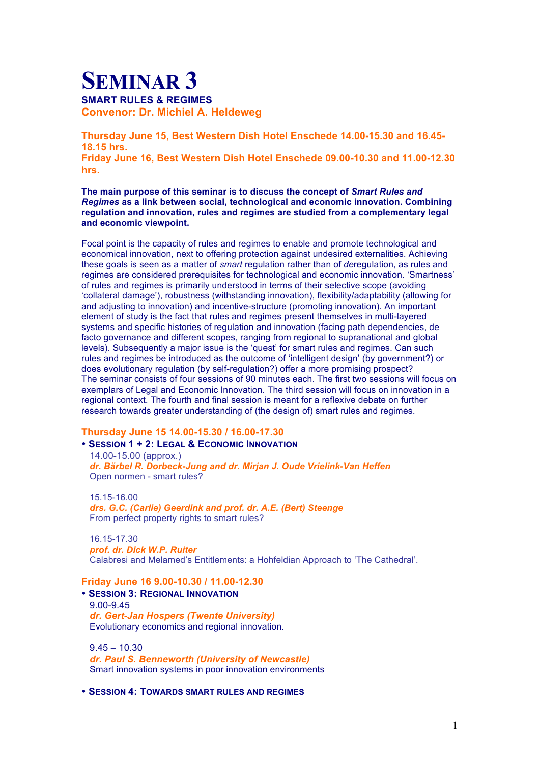# SEMINAR 3

## SMART RULES & REGIMES

**Convenor: Dr. Michiel A. Heldeweg**

**Thursday June 15, Best Western Dish Hotel Enschede 14.00-15.30 and 16.45-18.15 hrs.**
**Friday June 16, Best Western Dish Hotel Enschede 09.00-10.30 and 11.00-12.30 hrs.**

**The main purpose of this seminar is to discuss the concept of *Smart Rules and Regimes* as a link between social, technological and economic innovation. Combining regulation and innovation, rules and regimes are studied from a complementary legal and economic viewpoint.**

Focal point is the capacity of rules and regimes to enable and promote technological and economical innovation, next to offering protection against undesired externalities. Achieving these goals is seen as a matter of *smart* regulation rather than of *de*regulation, as rules and regimes are considered prerequisites for technological and economic innovation. 'Smartness' of rules and regimes is primarily understood in terms of their selective scope (avoiding 'collateral damage'), robustness (withstanding innovation), flexibility/adaptability (allowing for and adjusting to innovation) and incentive-structure (promoting innovation). An important element of study is the fact that rules and regimes present themselves in multi-layered systems and specific histories of regulation and innovation (facing path dependencies, de facto governance and different scopes, ranging from regional to supranational and global levels). Subsequently a major issue is the 'quest' for smart rules and regimes. Can such rules and regimes be introduced as the outcome of 'intelligent design' (by government?) or does evolutionary regulation (by self-regulation?) offer a more promising prospect?
The seminar consists of four sessions of 90 minutes each. The first two sessions will focus on exemplars of Legal and Economic Innovation. The third session will focus on innovation in a regional context. The fourth and final session is meant for a reflexive debate on further research towards greater understanding of (the design of) smart rules and regimes.

### Thursday June 15 14.00-15.30 / 16.00-17.30

**• SESSION 1 + 2: LEGAL & ECONOMIC INNOVATION**

14.00-15.00 (approx.)
***dr. Bärbel R. Dorbeck-Jung and dr. Mirjan J. Oude Vrielink-Van Heffen***
Open normen - smart rules?

15.15-16.00
***drs. G.C. (Carlie) Geerdink and prof. dr. A.E. (Bert) Steenge***
From perfect property rights to smart rules?

16.15-17.30
***prof. dr. Dick W.P. Ruiter***
Calabresi and Melamed's Entitlements: a Hohfeldian Approach to 'The Cathedral'.

### Friday June 16 9.00-10.30 / 11.00-12.30

**• SESSION 3: REGIONAL INNOVATION**

9.00-9.45
***dr. Gert-Jan Hospers (Twente University)***
Evolutionary economics and regional innovation.

9.45 – 10.30
***dr. Paul S. Benneworth (University of Newcastle)***
Smart innovation systems in poor innovation environments

**• SESSION 4: TOWARDS SMART RULES AND REGIMES**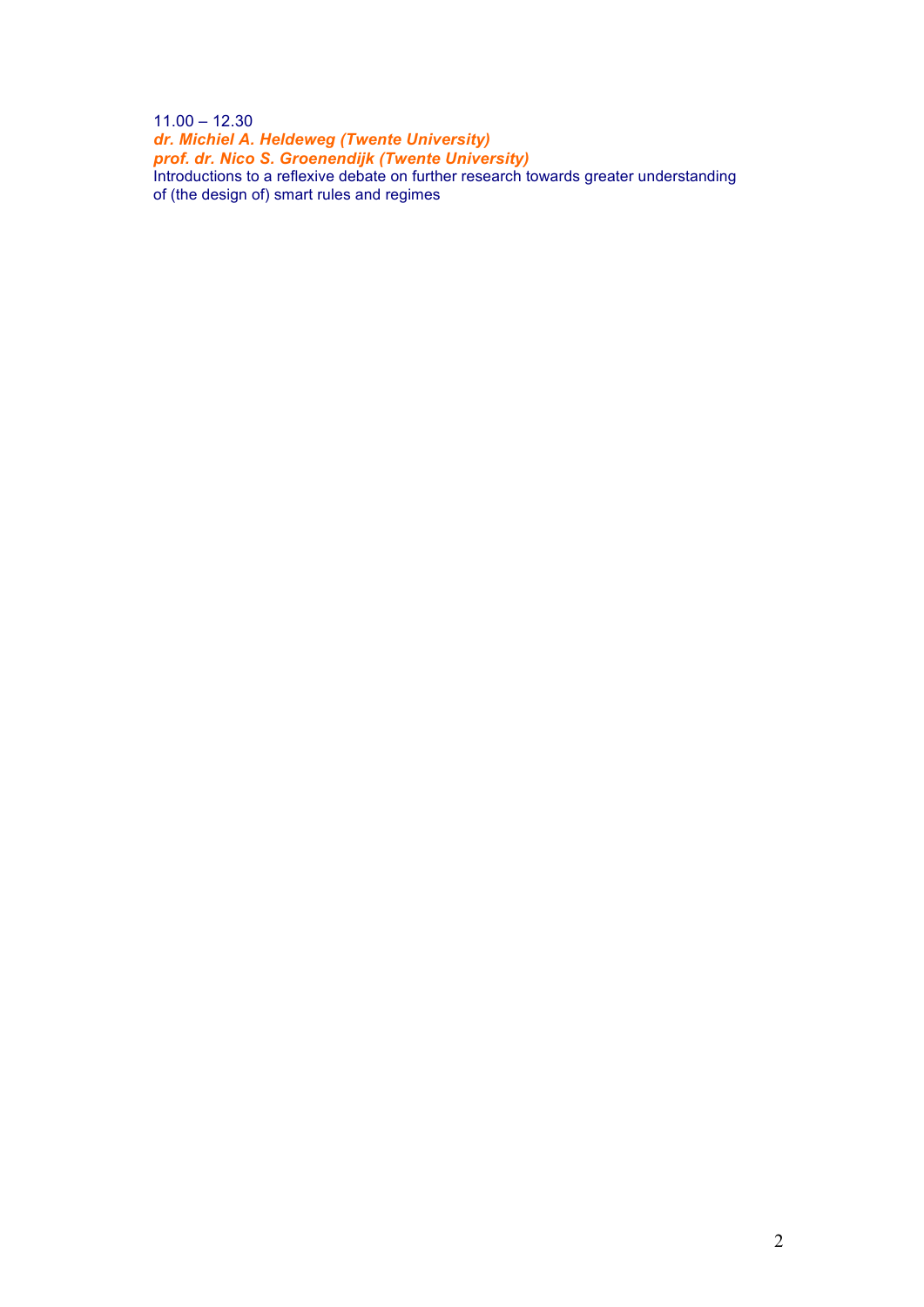11.00 – 12.30

***dr. Michiel A. Heldeweg (Twente University)***

***prof. dr. Nico S. Groenendijk (Twente University)***

Introductions to a reflexive debate on further research towards greater understanding of (the design of) smart rules and regimes